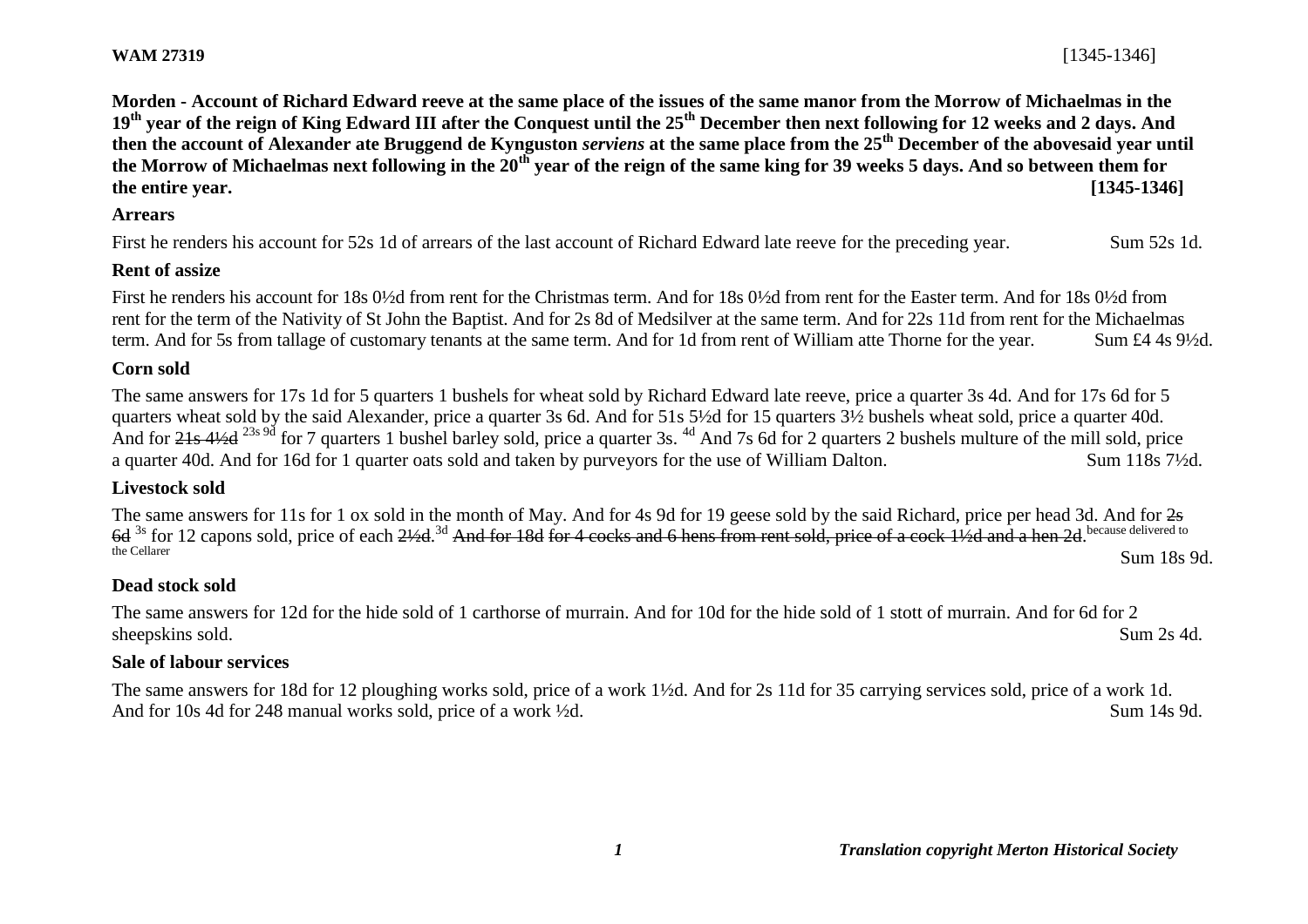**WAM 27319** [1345-1346]

**Morden - Account of Richard Edward reeve at the same place of the issues of the same manor from the Morrow of Michaelmas in the 19th year of the reign of King Edward III after the Conquest until the 25th December then next following for 12 weeks and 2 days. And then the account of Alexander ate Bruggend de Kynguston *serviens* at the same place from the 25th December of the abovesaid year until the Morrow of Michaelmas next following in the 20th year of the reign of the same king for 39 weeks 5 days. And so between them for the entire year. [1345-1346]**

### Arrears

First he renders his account for 52s 1d of arrears of the last account of Richard Edward late reeve for the preceding year. Sum 52s 1d.

### Rent of assize

First he renders his account for 18s 0½d from rent for the Christmas term. And for 18s 0½d from rent for the Easter term. And for 18s 0½d from rent for the term of the Nativity of St John the Baptist. And for 2s 8d of Medsilver at the same term. And for 22s 11d from rent for the Michaelmas term. And for 5s from tallage of customary tenants at the same term. And for 1d from rent of William atte Thorne for the year. Sum £4 4s 9½d.

### Corn sold

The same answers for 17s 1d for 5 quarters 1 bushels for wheat sold by Richard Edward late reeve, price a quarter 3s 4d. And for 17s 6d for 5 quarters wheat sold by the said Alexander, price a quarter 3s 6d. And for 51s 5½d for 15 quarters 3½ bushels wheat sold, price a quarter 40d. And for ~~21s 4½d~~ 23s 9d for 7 quarters 1 bushel barley sold, price a quarter 3s. 4d And 7s 6d for 2 quarters 2 bushels multure of the mill sold, price a quarter 40d. And for 16d for 1 quarter oats sold and taken by purveyors for the use of William Dalton. Sum 118s 7½d.

### Livestock sold

The same answers for 11s for 1 ox sold in the month of May. And for 4s 9d for 19 geese sold by the said Richard, price per head 3d. And for ~~2s 6d~~ 3s for 12 capons sold, price of each ~~2½d~~. 3d ~~And for 18d for 4 cocks and 6 hens from rent sold, price of a cock 1½d and a hen 2d.~~ because delivered to the Cellarer Sum 18s 9d.

### Dead stock sold

The same answers for 12d for the hide sold of 1 carthorse of murrain. And for 10d for the hide sold of 1 stott of murrain. And for 6d for 2 sheepskins sold. Sum 2s 4d.

### Sale of labour services

The same answers for 18d for 12 ploughing works sold, price of a work 1½d. And for 2s 11d for 35 carrying services sold, price of a work 1d. And for 10s 4d for 248 manual works sold, price of a work ½d. Sum 14s 9d.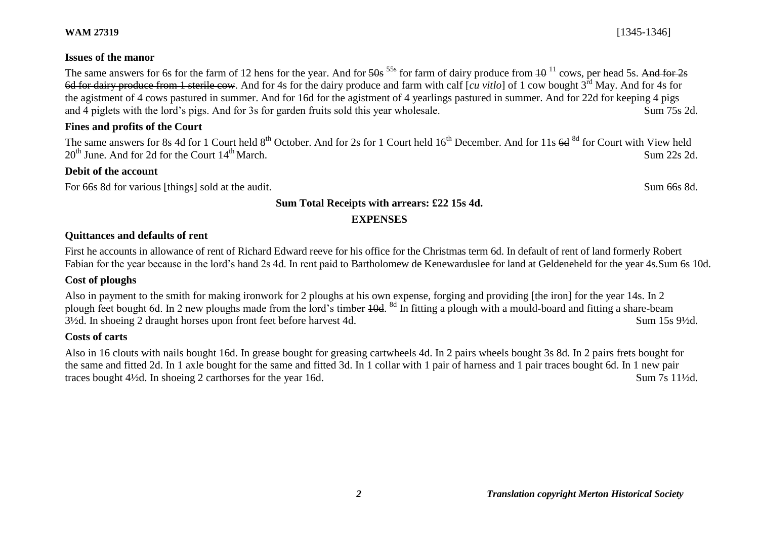**WAM 27319** [1345-1346]

**Issues of the manor**

The same answers for 6s for the farm of 12 hens for the year. And for ~~50s~~ [55s] for farm of dairy produce from ~~10~~ [11] cows, per head 5s. ~~And for 2s 6d for dairy produce from 1 sterile cow~~. And for 4s for the dairy produce and farm with calf [*cu vitlo*] of 1 cow bought 3rd May. And for 4s for the agistment of 4 cows pastured in summer. And for 16d for the agistment of 4 yearlings pastured in summer. And for 22d for keeping 4 pigs and 4 piglets with the lord's pigs. And for 3s for garden fruits sold this year wholesale. Sum 75s 2d.

**Fines and profits of the Court**

The same answers for 8s 4d for 1 Court held 8th October. And for 2s for 1 Court held 16th December. And for 11s ~~6d~~ [8d] for Court with View held 20th June. And for 2d for the Court 14th March. Sum 22s 2d.

**Debit of the account**

For 66s 8d for various [things] sold at the audit. Sum 66s 8d.

**Sum Total Receipts with arrears: £22 15s 4d.**

**EXPENSES**

**Quittances and defaults of rent**

First he accounts in allowance of rent of Richard Edward reeve for his office for the Christmas term 6d. In default of rent of land formerly Robert Fabian for the year because in the lord's hand 2s 4d. In rent paid to Bartholomew de Kenewarduslee for land at Geldeneheld for the year 4s.Sum 6s 10d.

**Cost of ploughs**

Also in payment to the smith for making ironwork for 2 ploughs at his own expense, forging and providing [the iron] for the year 14s. In 2 plough feet bought 6d. In 2 new ploughs made from the lord's timber ~~10d~~. [8d] In fitting a plough with a mould-board and fitting a share-beam 3½d. In shoeing 2 draught horses upon front feet before harvest 4d. Sum 15s 9½d.

**Costs of carts**

Also in 16 clouts with nails bought 16d. In grease bought for greasing cartwheels 4d. In 2 pairs wheels bought 3s 8d. In 2 pairs frets bought for the same and fitted 2d. In 1 axle bought for the same and fitted 3d. In 1 collar with 1 pair of harness and 1 pair traces bought 6d. In 1 new pair traces bought 4½d. In shoeing 2 carthorses for the year 16d. Sum 7s 11½d.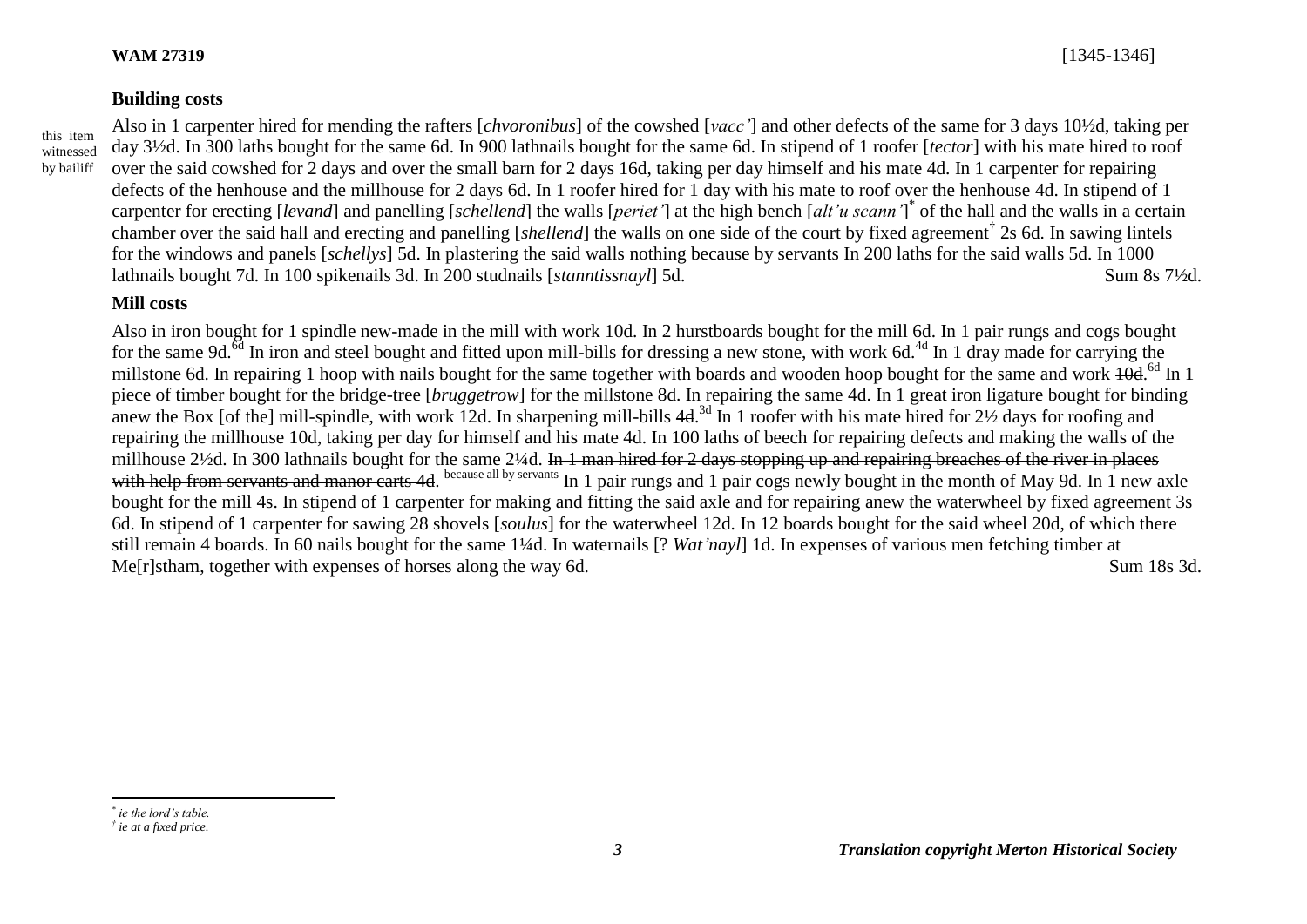**WAM 27319** [1345-1346]

**Building costs**

this item witnessed by bailiff

Also in 1 carpenter hired for mending the rafters [*chvoronibus*] of the cowshed [*vacc'*] and other defects of the same for 3 days 10½d, taking per day 3½d. In 300 laths bought for the same 6d. In 900 lathnails bought for the same 6d. In stipend of 1 roofer [*tector*] with his mate hired to roof over the said cowshed for 2 days and over the small barn for 2 days 16d, taking per day himself and his mate 4d. In 1 carpenter for repairing defects of the henhouse and the millhouse for 2 days 6d. In 1 roofer hired for 1 day with his mate to roof over the henhouse 4d. In stipend of 1 carpenter for erecting [*levand*] and panelling [*schellend*] the walls [*periet'*] at the high bench [*alt'u scann'*][*] of the hall and the walls in a certain chamber over the said hall and erecting and panelling [*shellend*] the walls on one side of the court by fixed agreement[†] 2s 6d. In sawing lintels for the windows and panels [*schellys*] 5d. In plastering the said walls nothing because by servants In 200 laths for the said walls 5d. In 1000 lathnails bought 7d. In 100 spikenails 3d. In 200 studnails [*stanntissnayl*] 5d. Sum 8s 7½d.

**Mill costs**

Also in iron bought for 1 spindle new-made in the mill with work 10d. In 2 hurstboards bought for the mill 6d. In 1 pair rungs and cogs bought for the same ~~9d~~.[6d] In iron and steel bought and fitted upon mill-bills for dressing a new stone, with work ~~6d~~.[4d] In 1 dray made for carrying the millstone 6d. In repairing 1 hoop with nails bought for the same together with boards and wooden hoop bought for the same and work ~~10d~~.[6d] In 1 piece of timber bought for the bridge-tree [*bruggetrow*] for the millstone 8d. In repairing the same 4d. In 1 great iron ligature bought for binding anew the Box [of the] mill-spindle, with work 12d. In sharpening mill-bills ~~4d~~.[3d] In 1 roofer with his mate hired for 2½ days for roofing and repairing the millhouse 10d, taking per day for himself and his mate 4d. In 100 laths of beech for repairing defects and making the walls of the millhouse 2½d. In 300 lathnails bought for the same 2¼d. ~~In 1 man hired for 2 days stopping up and repairing breaches of the river in places with help from servants and manor carts 4d~~. [because all by servants] In 1 pair rungs and 1 pair cogs newly bought in the month of May 9d. In 1 new axle bought for the mill 4s. In stipend of 1 carpenter for making and fitting the said axle and for repairing anew the waterwheel by fixed agreement 3s 6d. In stipend of 1 carpenter for sawing 28 shovels [*soulus*] for the waterwheel 12d. In 12 boards bought for the said wheel 20d, of which there still remain 4 boards. In 60 nails bought for the same 1¼d. In waternails [? *Wat'nayl*] 1d. In expenses of various men fetching timber at Me[r]stham, together with expenses of horses along the way 6d. Sum 18s 3d.

---

[*] *ie the lord's table.*

[†] *ie at a fixed price.*

*Translation copyright Merton Historical Society*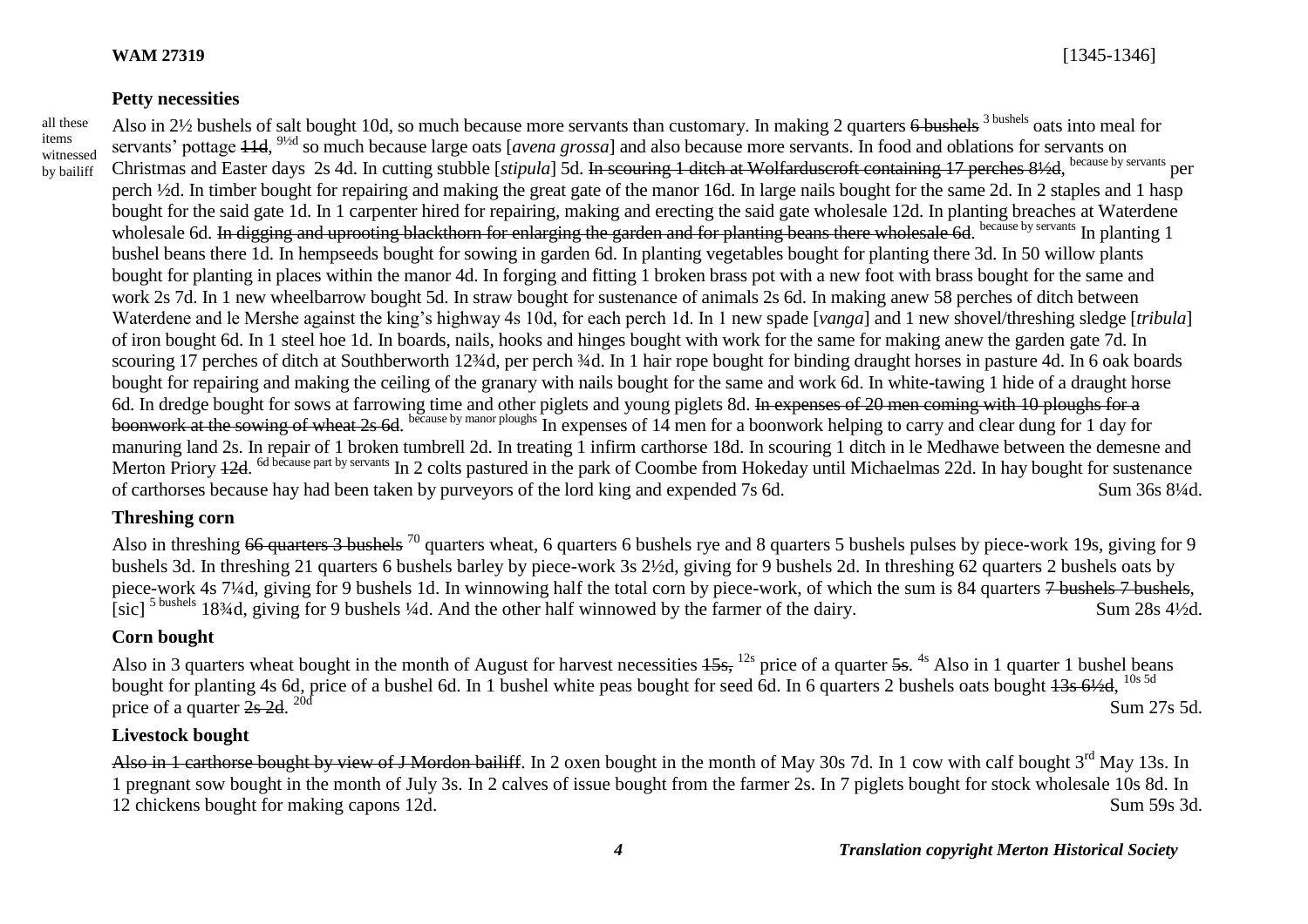**WAM 27319** [1345-1346]

### Petty necessities

all these items witnessed by bailiff

Also in 2½ bushels of salt bought 10d, so much because more servants than customary. In making 2 quarters ~~6 bushels~~ 3 bushels oats into meal for servants' pottage ~~11d~~, 9½d so much because large oats [*avena grossa*] and also because more servants. In food and oblations for servants on Christmas and Easter days 2s 4d. In cutting stubble [*stipula*] 5d. ~~In scouring 1 ditch at Wolfarduscroft containing 17 perches 8½d~~, because by servants per perch ½d. In timber bought for repairing and making the great gate of the manor 16d. In large nails bought for the same 2d. In 2 staples and 1 hasp bought for the said gate 1d. In 1 carpenter hired for repairing, making and erecting the said gate wholesale 12d. In planting breaches at Waterdene wholesale 6d. ~~In digging and uprooting blackthorn for enlarging the garden and for planting beans there wholesale 6d~~. because by servants In planting 1 bushel beans there 1d. In hempseeds bought for sowing in garden 6d. In planting vegetables bought for planting there 3d. In 50 willow plants bought for planting in places within the manor 4d. In forging and fitting 1 broken brass pot with a new foot with brass bought for the same and work 2s 7d. In 1 new wheelbarrow bought 5d. In straw bought for sustenance of animals 2s 6d. In making anew 58 perches of ditch between Waterdene and le Mershe against the king's highway 4s 10d, for each perch 1d. In 1 new spade [*vanga*] and 1 new shovel/threshing sledge [*tribula*] of iron bought 6d. In 1 steel hoe 1d. In boards, nails, hooks and hinges bought with work for the same for making anew the garden gate 7d. In scouring 17 perches of ditch at Southberworth 12¾d, per perch ¾d. In 1 hair rope bought for binding draught horses in pasture 4d. In 6 oak boards bought for repairing and making the ceiling of the granary with nails bought for the same and work 6d. In white-tawing 1 hide of a draught horse 6d. In dredge bought for sows at farrowing time and other piglets and young piglets 8d. ~~In expenses of 20 men coming with 10 ploughs for a boonwork at the sowing of wheat 2s 6d~~. because by manor ploughs In expenses of 14 men for a boonwork helping to carry and clear dung for 1 day for manuring land 2s. In repair of 1 broken tumbrell 2d. In treating 1 infirm carthorse 18d. In scouring 1 ditch in le Medhawe between the demesne and Merton Priory ~~12d~~. 6d because part by servants In 2 colts pastured in the park of Coombe from Hokeday until Michaelmas 22d. In hay bought for sustenance of carthorses because hay had been taken by purveyors of the lord king and expended 7s 6d. Sum 36s 8¼d.

### Threshing corn

Also in threshing ~~66 quarters 3 bushels~~ 70 quarters wheat, 6 quarters 6 bushels rye and 8 quarters 5 bushels pulses by piece-work 19s, giving for 9 bushels 3d. In threshing 21 quarters 6 bushels barley by piece-work 3s 2½d, giving for 9 bushels 2d. In threshing 62 quarters 2 bushels oats by piece-work 4s 7¼d, giving for 9 bushels 1d. In winnowing half the total corn by piece-work, of which the sum is 84 quarters ~~7 bushels 7 bushels~~, [sic] 5 bushels 18¾d, giving for 9 bushels ¼d. And the other half winnowed by the farmer of the dairy. Sum 28s 4½d.

### Corn bought

Also in 3 quarters wheat bought in the month of August for harvest necessities ~~15s~~, 12s price of a quarter ~~5s~~. 4s Also in 1 quarter 1 bushel beans bought for planting 4s 6d, price of a bushel 6d. In 1 bushel white peas bought for seed 6d. In 6 quarters 2 bushels oats bought ~~13s 6½d~~, 10s 5d price of a quarter ~~2s 2d~~. 20d Sum 27s 5d.

### Livestock bought

~~Also in 1 carthorse bought by view of J Mordon bailiff~~. In 2 oxen bought in the month of May 30s 7d. In 1 cow with calf bought 3rd May 13s. In 1 pregnant sow bought in the month of July 3s. In 2 calves of issue bought from the farmer 2s. In 7 piglets bought for stock wholesale 10s 8d. In 12 chickens bought for making capons 12d. Sum 59s 3d.

*Translation copyright Merton Historical Society*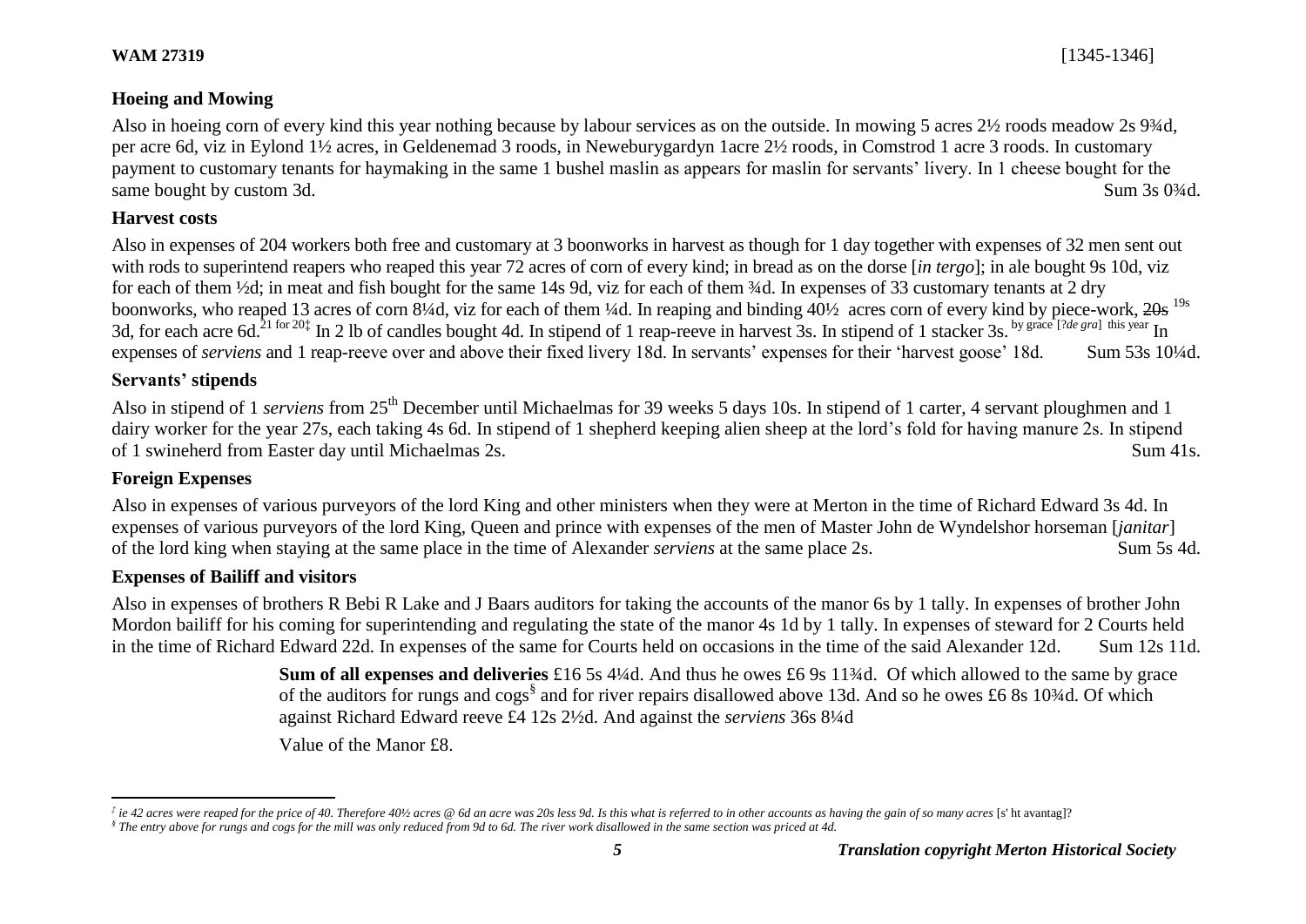**WAM 27319** [1345-1346]

### Hoeing and Mowing

Also in hoeing corn of every kind this year nothing because by labour services as on the outside. In mowing 5 acres 2½ roods meadow 2s 9¾d, per acre 6d, viz in Eylond 1½ acres, in Geldenemad 3 roods, in Neweburygardyn 1acre 2½ roods, in Comstrod 1 acre 3 roods. In customary payment to customary tenants for haymaking in the same 1 bushel maslin as appears for maslin for servants' livery. In 1 cheese bought for the same bought by custom 3d. Sum 3s 0¾d.

### Harvest costs

Also in expenses of 204 workers both free and customary at 3 boonworks in harvest as though for 1 day together with expenses of 32 men sent out with rods to superintend reapers who reaped this year 72 acres of corn of every kind; in bread as on the dorse [*in tergo*]; in ale bought 9s 10d, viz for each of them ½d; in meat and fish bought for the same 14s 9d, viz for each of them ¾d. In expenses of 33 customary tenants at 2 dry boonworks, who reaped 13 acres of corn 8¼d, viz for each of them ¼d. In reaping and binding 40½ acres corn of every kind by piece-work, ~~20s~~ 19s 3d, for each acre 6d. 21 for 20‡ In 2 lb of candles bought 4d. In stipend of 1 reap-reeve in harvest 3s. In stipend of 1 stacker 3s. by grace [?*de gra*] this year In expenses of *serviens* and 1 reap-reeve over and above their fixed livery 18d. In servants' expenses for their 'harvest goose' 18d. Sum 53s 10¼d.

### Servants' stipends

Also in stipend of 1 *serviens* from 25th December until Michaelmas for 39 weeks 5 days 10s. In stipend of 1 carter, 4 servant ploughmen and 1 dairy worker for the year 27s, each taking 4s 6d. In stipend of 1 shepherd keeping alien sheep at the lord's fold for having manure 2s. In stipend of 1 swineherd from Easter day until Michaelmas 2s. Sum 41s.

### Foreign Expenses

Also in expenses of various purveyors of the lord King and other ministers when they were at Merton in the time of Richard Edward 3s 4d. In expenses of various purveyors of the lord King, Queen and prince with expenses of the men of Master John de Wyndelshor horseman [*janitar*] of the lord king when staying at the same place in the time of Alexander *serviens* at the same place 2s. Sum 5s 4d.

### Expenses of Bailiff and visitors

Also in expenses of brothers R Bebi R Lake and J Baars auditors for taking the accounts of the manor 6s by 1 tally. In expenses of brother John Mordon bailiff for his coming for superintending and regulating the state of the manor 4s 1d by 1 tally. In expenses of steward for 2 Courts held in the time of Richard Edward 22d. In expenses of the same for Courts held on occasions in the time of the said Alexander 12d. Sum 12s 11d.

**Sum of all expenses and deliveries** £16 5s 4¼d. And thus he owes £6 9s 11¾d. Of which allowed to the same by grace of the auditors for rungs and cogs§ and for river repairs disallowed above 13d. And so he owes £6 8s 10¾d. Of which against Richard Edward reeve £4 12s 2½d. And against the *serviens* 36s 8¼d

Value of the Manor £8.

---

*‡ ie 42 acres were reaped for the price of 40. Therefore 40½ acres @ 6d an acre was 20s less 9d. Is this what is referred to in other accounts as having the gain of so many acres* [s' ht avantag]?

*§ The entry above for rungs and cogs for the mill was only reduced from 9d to 6d. The river work disallowed in the same section was priced at 4d.*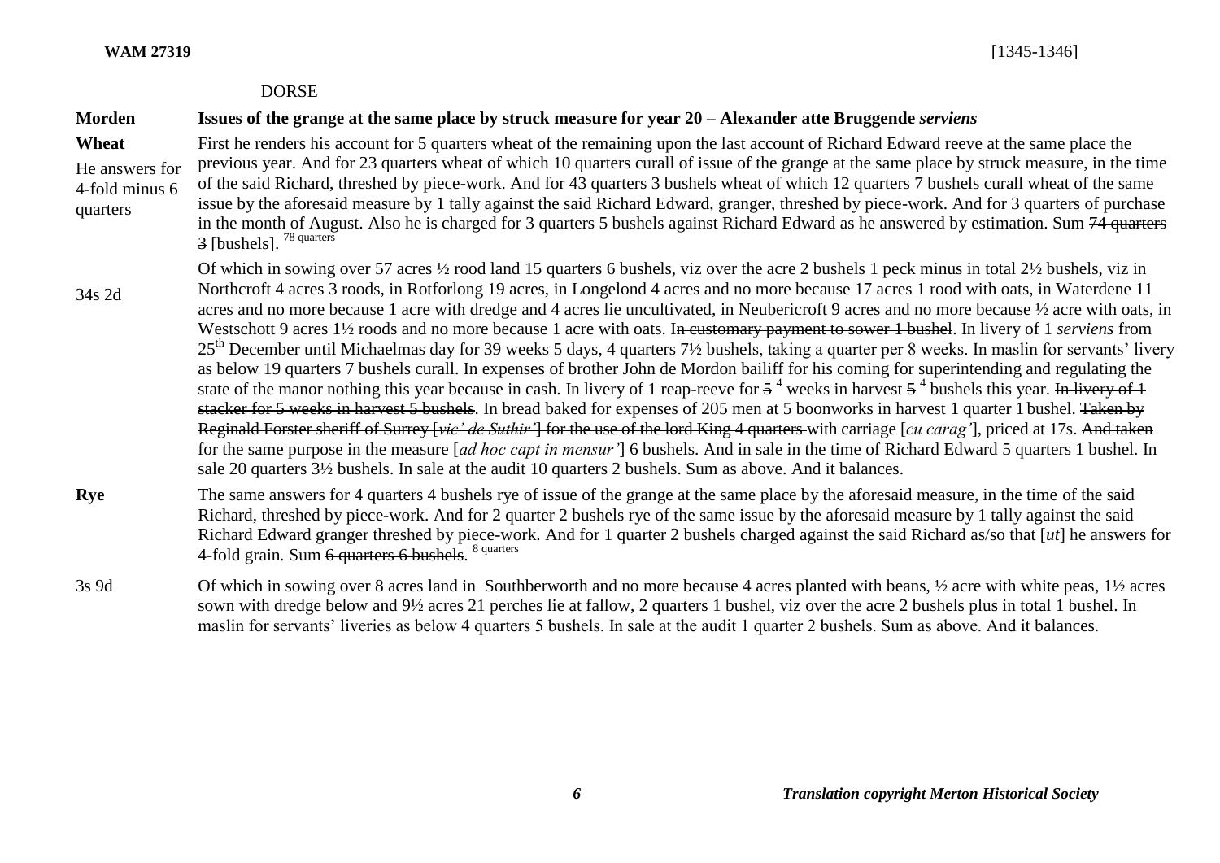DORSE

**Morden** **Issues of the grange at the same place by struck measure for year 20 – Alexander atte Bruggende *serviens***

**Wheat**

He answers for 4-fold minus 6 quarters

First he renders his account for 5 quarters wheat of the remaining upon the last account of Richard Edward reeve at the same place the previous year. And for 23 quarters wheat of which 10 quarters curall of issue of the grange at the same place by struck measure, in the time of the said Richard, threshed by piece-work. And for 43 quarters 3 bushels wheat of which 12 quarters 7 bushels curall wheat of the same issue by the aforesaid measure by 1 tally against the said Richard Edward, granger, threshed by piece-work. And for 3 quarters of purchase in the month of August. Also he is charged for 3 quarters 5 bushels against Richard Edward as he answered by estimation. Sum ~~74 quarters 3~~ [bushels]. [78 quarters]

34s 2d

Of which in sowing over 57 acres ½ rood land 15 quarters 6 bushels, viz over the acre 2 bushels 1 peck minus in total 2½ bushels, viz in Northcroft 4 acres 3 roods, in Rotforlong 19 acres, in Longelond 4 acres and no more because 17 acres 1 rood with oats, in Waterdene 11 acres and no more because 1 acre with dredge and 4 acres lie uncultivated, in Neubericroft 9 acres and no more because ½ acre with oats, in Westschott 9 acres 1½ roods and no more because 1 acre with oats. I~~n customary payment to sower 1 bushel~~. In livery of 1 *serviens* from 25th December until Michaelmas day for 39 weeks 5 days, 4 quarters 7½ bushels, taking a quarter per 8 weeks. In maslin for servants' livery as below 19 quarters 7 bushels curall. In expenses of brother John de Mordon bailiff for his coming for superintending and regulating the state of the manor nothing this year because in cash. In livery of 1 reap-reeve for ~~5~~ [4] weeks in harvest ~~5~~ [4] bushels this year. ~~In livery of 1 stacker for 5 weeks in harvest 5 bushels~~. In bread baked for expenses of 205 men at 5 boonworks in harvest 1 quarter 1 bushel. ~~Taken by Reginald Forster sheriff of Surrey [*vic' de Suthir'*] for the use of the lord King 4 quarters~~ with carriage [*cu carag'*], priced at 17s. ~~And taken for the same purpose in the measure [*ad hoc capt in mensur'*] 6 bushels~~. And in sale in the time of Richard Edward 5 quarters 1 bushel. In sale 20 quarters 3½ bushels. In sale at the audit 10 quarters 2 bushels. Sum as above. And it balances.

**Rye**

The same answers for 4 quarters 4 bushels rye of issue of the grange at the same place by the aforesaid measure, in the time of the said Richard, threshed by piece-work. And for 2 quarter 2 bushels rye of the same issue by the aforesaid measure by 1 tally against the said Richard Edward granger threshed by piece-work. And for 1 quarter 2 bushels charged against the said Richard as/so that [*ut*] he answers for 4-fold grain. Sum ~~6 quarters 6 bushels~~. [8 quarters]

3s 9d

Of which in sowing over 8 acres land in Southberworth and no more because 4 acres planted with beans, ½ acre with white peas, 1½ acres sown with dredge below and 9½ acres 21 perches lie at fallow, 2 quarters 1 bushel, viz over the acre 2 bushels plus in total 1 bushel. In maslin for servants' liveries as below 4 quarters 5 bushels. In sale at the audit 1 quarter 2 bushels. Sum as above. And it balances.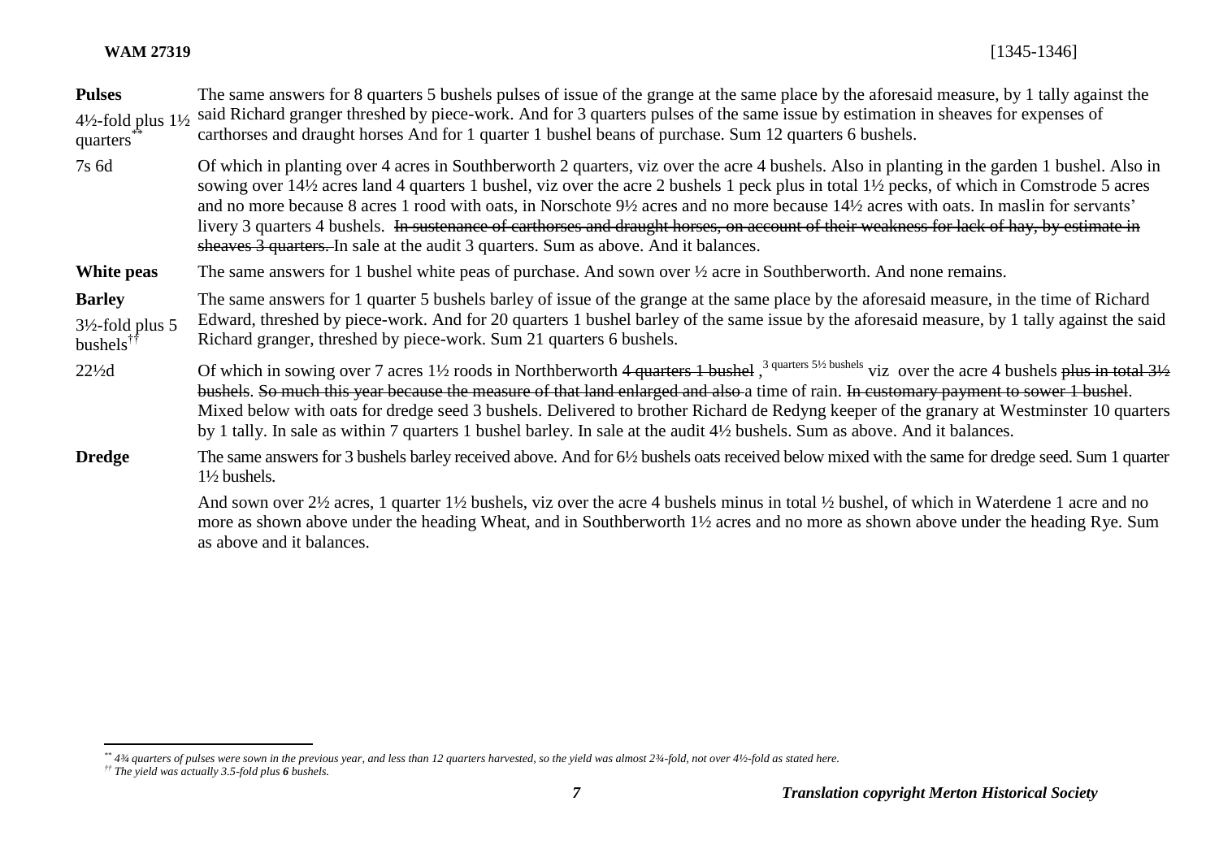**WAM 27319** [1345-1346]

| | |
|---|---|
| **Pulses**<br>4½-fold plus 1½ quarters[\*\*] | The same answers for 8 quarters 5 bushels pulses of issue of the grange at the same place by the aforesaid measure, by 1 tally against the said Richard granger threshed by piece-work. And for 3 quarters pulses of the same issue by estimation in sheaves for expenses of carthorses and draught horses And for 1 quarter 1 bushel beans of purchase. Sum 12 quarters 6 bushels. |
| 7s 6d | Of which in planting over 4 acres in Southberworth 2 quarters, viz over the acre 4 bushels. Also in planting in the garden 1 bushel. Also in sowing over 14½ acres land 4 quarters 1 bushel, viz over the acre 2 bushels 1 peck plus in total 1½ pecks, of which in Comstrode 5 acres and no more because 8 acres 1 rood with oats, in Norschote 9½ acres and no more because 14½ acres with oats. In maslin for servants' livery 3 quarters 4 bushels. ~~In sustenance of carthorses and draught horses, on account of their weakness for lack of hay, by estimate in sheaves 3 quarters.~~ In sale at the audit 3 quarters. Sum as above. And it balances. |
| **White peas** | The same answers for 1 bushel white peas of purchase. And sown over ½ acre in Southberworth. And none remains. |
| **Barley**<br>3½-fold plus 5 bushels[††] | The same answers for 1 quarter 5 bushels barley of issue of the grange at the same place by the aforesaid measure, in the time of Richard Edward, threshed by piece-work. And for 20 quarters 1 bushel barley of the same issue by the aforesaid measure, by 1 tally against the said Richard granger, threshed by piece-work. Sum 21 quarters 6 bushels. |
| 22½d | Of which in sowing over 7 acres 1½ roods in Northberworth ~~4 quarters 1 bushel~~ ,[3 quarters 5½ bushels] viz over the acre 4 bushels ~~plus in total 3½ bushels~~. ~~So much this year because the measure of that land enlarged and also~~ a time of rain. ~~In customary payment to sower 1 bushel~~. Mixed below with oats for dredge seed 3 bushels. Delivered to brother Richard de Redyng keeper of the granary at Westminster 10 quarters by 1 tally. In sale as within 7 quarters 1 bushel barley. In sale at the audit 4½ bushels. Sum as above. And it balances. |
| **Dredge** | The same answers for 3 bushels barley received above. And for 6½ bushels oats received below mixed with the same for dredge seed. Sum 1 quarter 1½ bushels. |
| | And sown over 2½ acres, 1 quarter 1½ bushels, viz over the acre 4 bushels minus in total ½ bushel, of which in Waterdene 1 acre and no more as shown above under the heading Wheat, and in Southberworth 1½ acres and no more as shown above under the heading Rye. Sum as above and it balances. |

---

[\*\*] *4¾ quarters of pulses were sown in the previous year, and less than 12 quarters harvested, so the yield was almost 2¾-fold, not over 4½-fold as stated here.*

[††] *The yield was actually 3.5-fold plus **6** bushels.*

*Translation copyright Merton Historical Society*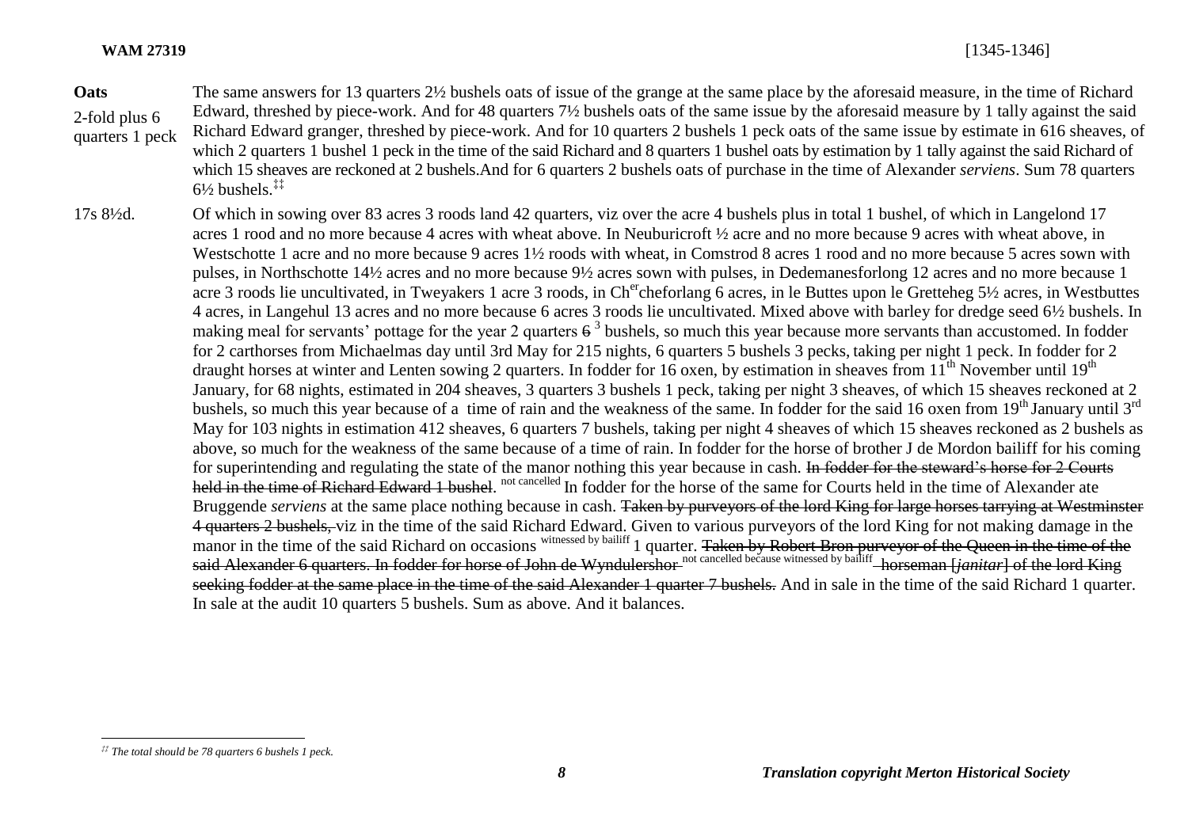**Oats**

2-fold plus 6 quarters 1 peck

The same answers for 13 quarters 2½ bushels oats of issue of the grange at the same place by the aforesaid measure, in the time of Richard Edward, threshed by piece-work. And for 48 quarters 7½ bushels oats of the same issue by the aforesaid measure by 1 tally against the said Richard Edward granger, threshed by piece-work. And for 10 quarters 2 bushels 1 peck oats of the same issue by estimate in 616 sheaves, of which 2 quarters 1 bushel 1 peck in the time of the said Richard and 8 quarters 1 bushel oats by estimation by 1 tally against the said Richard of which 15 sheaves are reckoned at 2 bushels.And for 6 quarters 2 bushels oats of purchase in the time of Alexander *serviens*. Sum 78 quarters 6½ bushels.[‡‡]

17s 8½d.

Of which in sowing over 83 acres 3 roods land 42 quarters, viz over the acre 4 bushels plus in total 1 bushel, of which in Langelond 17 acres 1 rood and no more because 4 acres with wheat above. In Neuburicroft ½ acre and no more because 9 acres with wheat above, in Westschotte 1 acre and no more because 9 acres 1½ roods with wheat, in Comstrod 8 acres 1 rood and no more because 5 acres sown with pulses, in Northschotte 14½ acres and no more because 9½ acres sown with pulses, in Dedemanesforlong 12 acres and no more because 1 acre 3 roods lie uncultivated, in Tweyakers 1 acre 3 roods, in Ch^er^cheforlang 6 acres, in le Buttes upon le Gretteheg 5½ acres, in Westbuttes 4 acres, in Langehul 13 acres and no more because 6 acres 3 roods lie uncultivated. Mixed above with barley for dredge seed 6½ bushels. In making meal for servants' pottage for the year 2 quarters ~~6~~ 3 bushels, so much this year because more servants than accustomed. In fodder for 2 carthorses from Michaelmas day until 3rd May for 215 nights, 6 quarters 5 bushels 3 pecks, taking per night 1 peck. In fodder for 2 draught horses at winter and Lenten sowing 2 quarters. In fodder for 16 oxen, by estimation in sheaves from 11th November until 19th January, for 68 nights, estimated in 204 sheaves, 3 quarters 3 bushels 1 peck, taking per night 3 sheaves, of which 15 sheaves reckoned at 2 bushels, so much this year because of a time of rain and the weakness of the same. In fodder for the said 16 oxen from 19th January until 3rd May for 103 nights in estimation 412 sheaves, 6 quarters 7 bushels, taking per night 4 sheaves of which 15 sheaves reckoned as 2 bushels as above, so much for the weakness of the same because of a time of rain. In fodder for the horse of brother J de Mordon bailiff for his coming for superintending and regulating the state of the manor nothing this year because in cash. ~~In fodder for the steward's horse for 2 Courts held in the time of Richard Edward 1 bushel~~. not cancelled In fodder for the horse of the same for Courts held in the time of Alexander ate Bruggende *serviens* at the same place nothing because in cash. ~~Taken by purveyors of the lord King for large horses tarrying at Westminster 4 quarters 2 bushels,~~ viz in the time of the said Richard Edward. Given to various purveyors of the lord King for not making damage in the manor in the time of the said Richard on occasions witnessed by bailiff 1 quarter. ~~Taken by Robert Bron purveyor of the Queen in the time of the said Alexander 6 quarters. In fodder for horse of John de Wyndulershor~~ not cancelled because witnessed by bailiff ~~horseman [*janitar*] of the lord King seeking fodder at the same place in the time of the said Alexander 1 quarter 7 bushels.~~ And in sale in the time of the said Richard 1 quarter. In sale at the audit 10 quarters 5 bushels. Sum as above. And it balances.

---

[‡‡] *The total should be 78 quarters 6 bushels 1 peck.*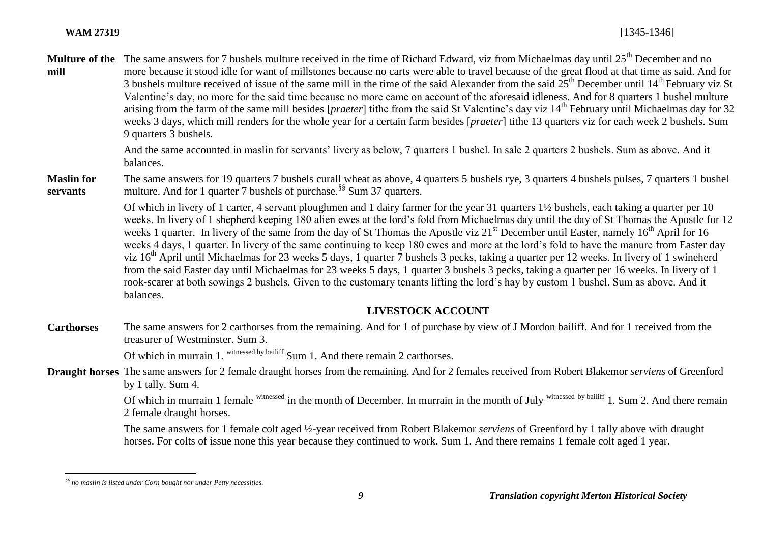**Multure of the mill** The same answers for 7 bushels multure received in the time of Richard Edward, viz from Michaelmas day until 25th December and no more because it stood idle for want of millstones because no carts were able to travel because of the great flood at that time as said. And for 3 bushels multure received of issue of the same mill in the time of the said Alexander from the said 25th December until 14th February viz St Valentine's day, no more for the said time because no more came on account of the aforesaid idleness. And for 8 quarters 1 bushel multure arising from the farm of the same mill besides [*praeter*] tithe from the said St Valentine's day viz 14th February until Michaelmas day for 32 weeks 3 days, which mill renders for the whole year for a certain farm besides [*praeter*] tithe 13 quarters viz for each week 2 bushels. Sum 9 quarters 3 bushels.

And the same accounted in maslin for servants' livery as below, 7 quarters 1 bushel. In sale 2 quarters 2 bushels. Sum as above. And it balances.

**Maslin for servants** The same answers for 19 quarters 7 bushels curall wheat as above, 4 quarters 5 bushels rye, 3 quarters 4 bushels pulses, 7 quarters 1 bushel multure. And for 1 quarter 7 bushels of purchase.[§§] Sum 37 quarters.

Of which in livery of 1 carter, 4 servant ploughmen and 1 dairy farmer for the year 31 quarters 1½ bushels, each taking a quarter per 10 weeks. In livery of 1 shepherd keeping 180 alien ewes at the lord's fold from Michaelmas day until the day of St Thomas the Apostle for 12 weeks 1 quarter. In livery of the same from the day of St Thomas the Apostle viz 21st December until Easter, namely 16th April for 16 weeks 4 days, 1 quarter. In livery of the same continuing to keep 180 ewes and more at the lord's fold to have the manure from Easter day viz 16th April until Michaelmas for 23 weeks 5 days, 1 quarter 7 bushels 3 pecks, taking a quarter per 12 weeks. In livery of 1 swineherd from the said Easter day until Michaelmas for 23 weeks 5 days, 1 quarter 3 bushels 3 pecks, taking a quarter per 16 weeks. In livery of 1 rook-scarer at both sowings 2 bushels. Given to the customary tenants lifting the lord's hay by custom 1 bushel. Sum as above. And it balances.

## LIVESTOCK ACCOUNT

**Carthorses** The same answers for 2 carthorses from the remaining. ~~And for 1 of purchase by view of J Mordon bailiff~~. And for 1 received from the treasurer of Westminster. Sum 3.

Of which in murrain 1. [witnessed by bailiff] Sum 1. And there remain 2 carthorses.

**Draught horses** The same answers for 2 female draught horses from the remaining. And for 2 females received from Robert Blakemor *serviens* of Greenford by 1 tally. Sum 4.

Of which in murrain 1 female [witnessed] in the month of December. In murrain in the month of July [witnessed by bailiff] 1. Sum 2. And there remain 2 female draught horses.

The same answers for 1 female colt aged ½-year received from Robert Blakemor *serviens* of Greenford by 1 tally above with draught horses. For colts of issue none this year because they continued to work. Sum 1. And there remains 1 female colt aged 1 year.

---

[§§] *no maslin is listed under Corn bought nor under Petty necessities.*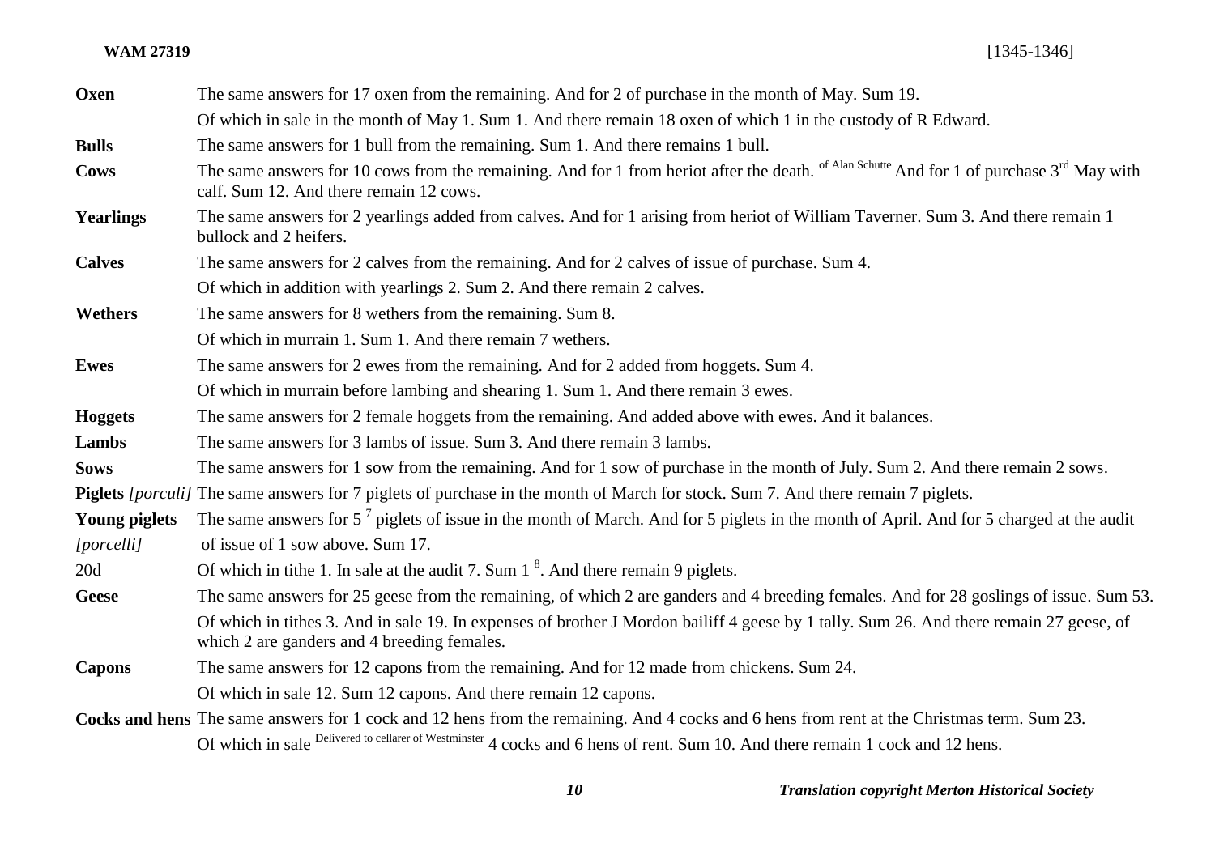| | |
|---|---|
| **Oxen** | The same answers for 17 oxen from the remaining. And for 2 of purchase in the month of May. Sum 19. |
| | Of which in sale in the month of May 1. Sum 1. And there remain 18 oxen of which 1 in the custody of R Edward. |
| **Bulls** | The same answers for 1 bull from the remaining. Sum 1. And there remains 1 bull. |
| **Cows** | The same answers for 10 cows from the remaining. And for 1 from heriot after the death. of Alan Schutte And for 1 of purchase 3rd May with calf. Sum 12. And there remain 12 cows. |
| **Yearlings** | The same answers for 2 yearlings added from calves. And for 1 arising from heriot of William Taverner. Sum 3. And there remain 1 bullock and 2 heifers. |
| **Calves** | The same answers for 2 calves from the remaining. And for 2 calves of issue of purchase. Sum 4. |
| | Of which in addition with yearlings 2. Sum 2. And there remain 2 calves. |
| **Wethers** | The same answers for 8 wethers from the remaining. Sum 8. |
| | Of which in murrain 1. Sum 1. And there remain 7 wethers. |
| **Ewes** | The same answers for 2 ewes from the remaining. And for 2 added from hoggets. Sum 4. |
| | Of which in murrain before lambing and shearing 1. Sum 1. And there remain 3 ewes. |
| **Hoggets** | The same answers for 2 female hoggets from the remaining. And added above with ewes. And it balances. |
| **Lambs** | The same answers for 3 lambs of issue. Sum 3. And there remain 3 lambs. |
| **Sows** | The same answers for 1 sow from the remaining. And for 1 sow of purchase in the month of July. Sum 2. And there remain 2 sows. |
| **Piglets** *[porculi]* | The same answers for 7 piglets of purchase in the month of March for stock. Sum 7. And there remain 7 piglets. |
| **Young piglets** *[porcelli]* | The same answers for ~~5~~ 7 piglets of issue in the month of March. And for 5 piglets in the month of April. And for 5 charged at the audit of issue of 1 sow above. Sum 17. |
| 20d | Of which in tithe 1. In sale at the audit 7. Sum ~~1~~ 8. And there remain 9 piglets. |
| **Geese** | The same answers for 25 geese from the remaining, of which 2 are ganders and 4 breeding females. And for 28 goslings of issue. Sum 53. |
| | Of which in tithes 3. And in sale 19. In expenses of brother J Mordon bailiff 4 geese by 1 tally. Sum 26. And there remain 27 geese, of which 2 are ganders and 4 breeding females. |
| **Capons** | The same answers for 12 capons from the remaining. And for 12 made from chickens. Sum 24. |
| | Of which in sale 12. Sum 12 capons. And there remain 12 capons. |
| **Cocks and hens** | The same answers for 1 cock and 12 hens from the remaining. And 4 cocks and 6 hens from rent at the Christmas term. Sum 23. |
| | ~~Of which in sale~~ Delivered to cellarer of Westminster 4 cocks and 6 hens of rent. Sum 10. And there remain 1 cock and 12 hens. |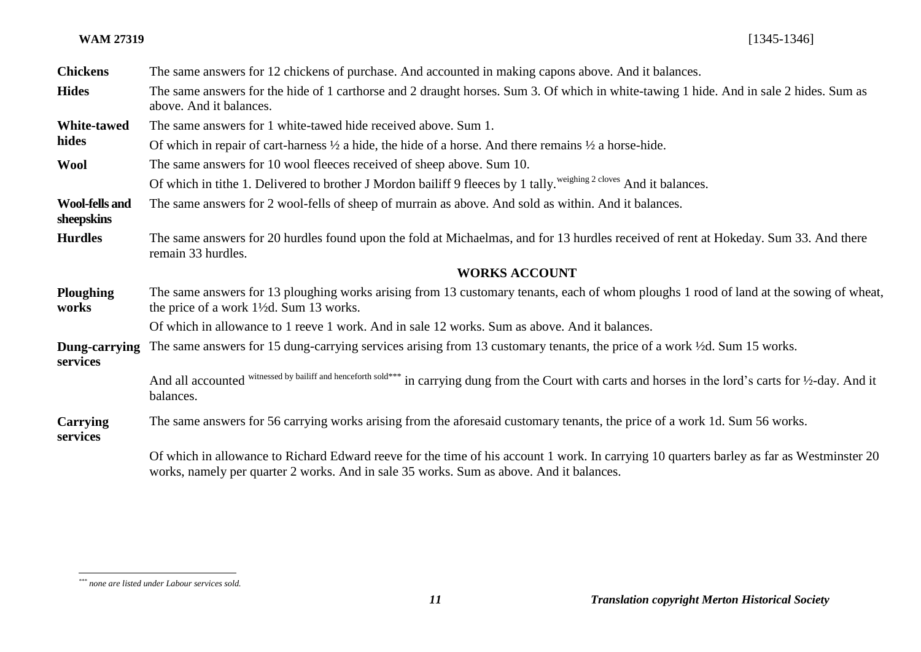| | |
|---|---|
| **Chickens** | The same answers for 12 chickens of purchase. And accounted in making capons above. And it balances. |
| **Hides** | The same answers for the hide of 1 carthorse and 2 draught horses. Sum 3. Of which in white-tawing 1 hide. And in sale 2 hides. Sum as above. And it balances. |
| **White-tawed hides** | The same answers for 1 white-tawed hide received above. Sum 1. |
| | Of which in repair of cart-harness ½ a hide, the hide of a horse. And there remains ½ a horse-hide. |
| **Wool** | The same answers for 10 wool fleeces received of sheep above. Sum 10. |
| | Of which in tithe 1. Delivered to brother J Mordon bailiff 9 fleeces by 1 tally. weighing 2 cloves And it balances. |
| **Wool-fells and sheepskins** | The same answers for 2 wool-fells of sheep of murrain as above. And sold as within. And it balances. |
| **Hurdles** | The same answers for 20 hurdles found upon the fold at Michaelmas, and for 13 hurdles received of rent at Hokeday. Sum 33. And there remain 33 hurdles. |

## WORKS ACCOUNT

| | |
|---|---|
| **Ploughing works** | The same answers for 13 ploughing works arising from 13 customary tenants, each of whom ploughs 1 rood of land at the sowing of wheat, the price of a work 1½d. Sum 13 works. |
| | Of which in allowance to 1 reeve 1 work. And in sale 12 works. Sum as above. And it balances. |
| **Dung-carrying services** | The same answers for 15 dung-carrying services arising from 13 customary tenants, the price of a work ½d. Sum 15 works. |
| | And all accounted witnessed by bailiff and henceforth sold*** in carrying dung from the Court with carts and horses in the lord's carts for ½-day. And it balances. |
| **Carrying services** | The same answers for 56 carrying works arising from the aforesaid customary tenants, the price of a work 1d. Sum 56 works. |
| | Of which in allowance to Richard Edward reeve for the time of his account 1 work. In carrying 10 quarters barley as far as Westminster 20 works, namely per quarter 2 works. And in sale 35 works. Sum as above. And it balances. |

*\*\*\* none are listed under Labour services sold.*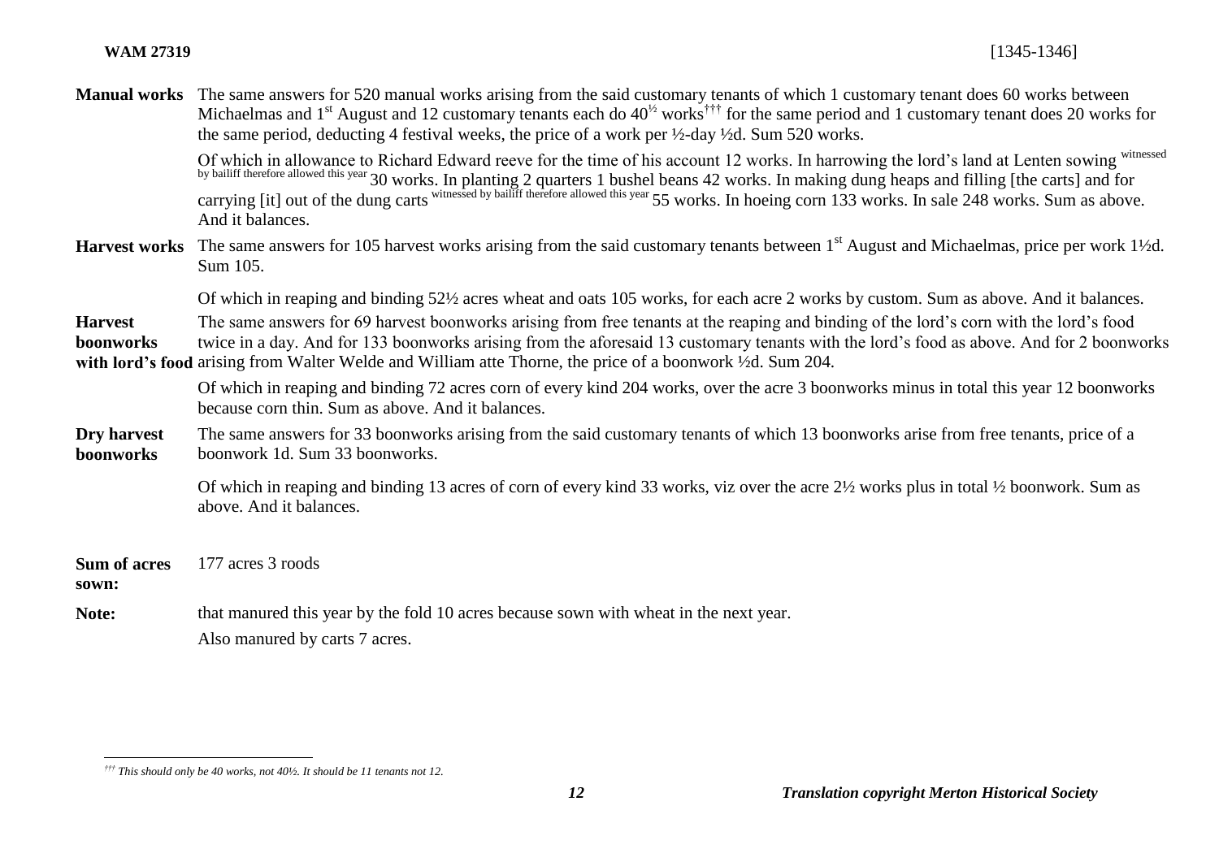**Manual works** The same answers for 520 manual works arising from the said customary tenants of which 1 customary tenant does 60 works between Michaelmas and 1st August and 12 customary tenants each do 40½ works††† for the same period and 1 customary tenant does 20 works for the same period, deducting 4 festival weeks, the price of a work per ½-day ½d. Sum 520 works.

Of which in allowance to Richard Edward reeve for the time of his account 12 works. In harrowing the lord's land at Lenten sowing witnessed by bailiff therefore allowed this year 30 works. In planting 2 quarters 1 bushel beans 42 works. In making dung heaps and filling [the carts] and for carrying [it] out of the dung carts witnessed by bailiff therefore allowed this year 55 works. In hoeing corn 133 works. In sale 248 works. Sum as above. And it balances.

**Harvest works** The same answers for 105 harvest works arising from the said customary tenants between 1st August and Michaelmas, price per work 1½d. Sum 105.

Of which in reaping and binding 52½ acres wheat and oats 105 works, for each acre 2 works by custom. Sum as above. And it balances.

**Harvest boonworks with lord's food** The same answers for 69 harvest boonworks arising from free tenants at the reaping and binding of the lord's corn with the lord's food twice in a day. And for 133 boonworks arising from the aforesaid 13 customary tenants with the lord's food as above. And for 2 boonworks arising from Walter Welde and William atte Thorne, the price of a boonwork ½d. Sum 204.

Of which in reaping and binding 72 acres corn of every kind 204 works, over the acre 3 boonworks minus in total this year 12 boonworks because corn thin. Sum as above. And it balances.

**Dry harvest boonworks** The same answers for 33 boonworks arising from the said customary tenants of which 13 boonworks arise from free tenants, price of a boonwork 1d. Sum 33 boonworks.

Of which in reaping and binding 13 acres of corn of every kind 33 works, viz over the acre 2½ works plus in total ½ boonwork. Sum as above. And it balances.

**Sum of acres sown:** 177 acres 3 roods

**Note:** that manured this year by the fold 10 acres because sown with wheat in the next year.

Also manured by carts 7 acres.

††† *This should only be 40 works, not 40½. It should be 11 tenants not 12.*